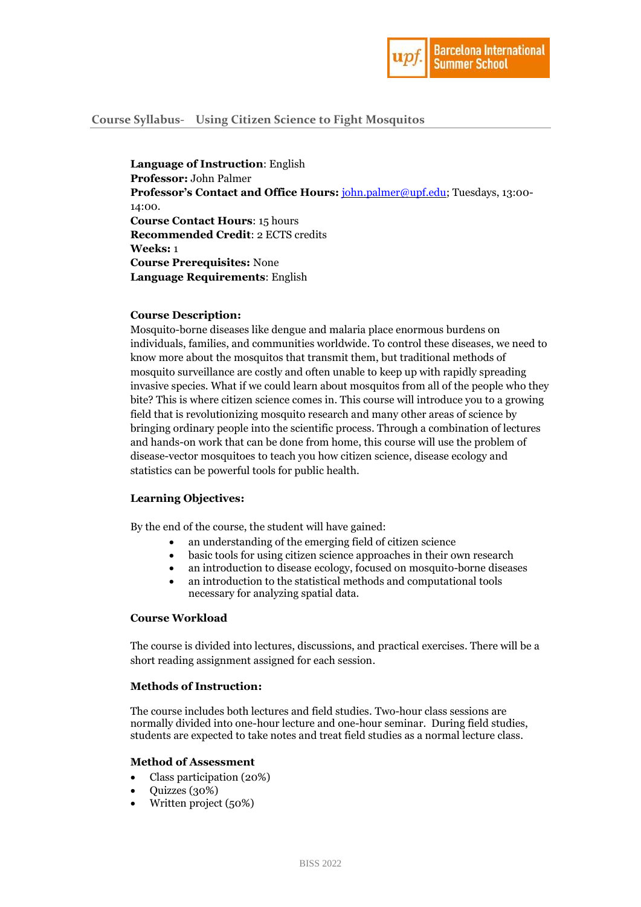## Course Syllabus- Using Citizen Science to Fight Mosquitos

**Language of Instruction**: English
**Professor:** John Palmer
**Professor's Contact and Office Hours:** john.palmer@upf.edu; Tuesdays, 13:00-14:00.
**Course Contact Hours**: 15 hours
**Recommended Credit**: 2 ECTS credits
**Weeks:** 1
**Course Prerequisites:** None
**Language Requirements**: English

**Course Description:**
Mosquito-borne diseases like dengue and malaria place enormous burdens on individuals, families, and communities worldwide. To control these diseases, we need to know more about the mosquitos that transmit them, but traditional methods of mosquito surveillance are costly and often unable to keep up with rapidly spreading invasive species. What if we could learn about mosquitos from all of the people who they bite? This is where citizen science comes in. This course will introduce you to a growing field that is revolutionizing mosquito research and many other areas of science by bringing ordinary people into the scientific process. Through a combination of lectures and hands-on work that can be done from home, this course will use the problem of disease-vector mosquitoes to teach you how citizen science, disease ecology and statistics can be powerful tools for public health.

**Learning Objectives:**

By the end of the course, the student will have gained:

- an understanding of the emerging field of citizen science
- basic tools for using citizen science approaches in their own research
- an introduction to disease ecology, focused on mosquito-borne diseases
- an introduction to the statistical methods and computational tools necessary for analyzing spatial data.

**Course Workload**

The course is divided into lectures, discussions, and practical exercises. There will be a short reading assignment assigned for each session.

**Methods of Instruction:**

The course includes both lectures and field studies. Two-hour class sessions are normally divided into one-hour lecture and one-hour seminar. During field studies, students are expected to take notes and treat field studies as a normal lecture class.

**Method of Assessment**

- Class participation (20%)
- Quizzes (30%)
- Written project (50%)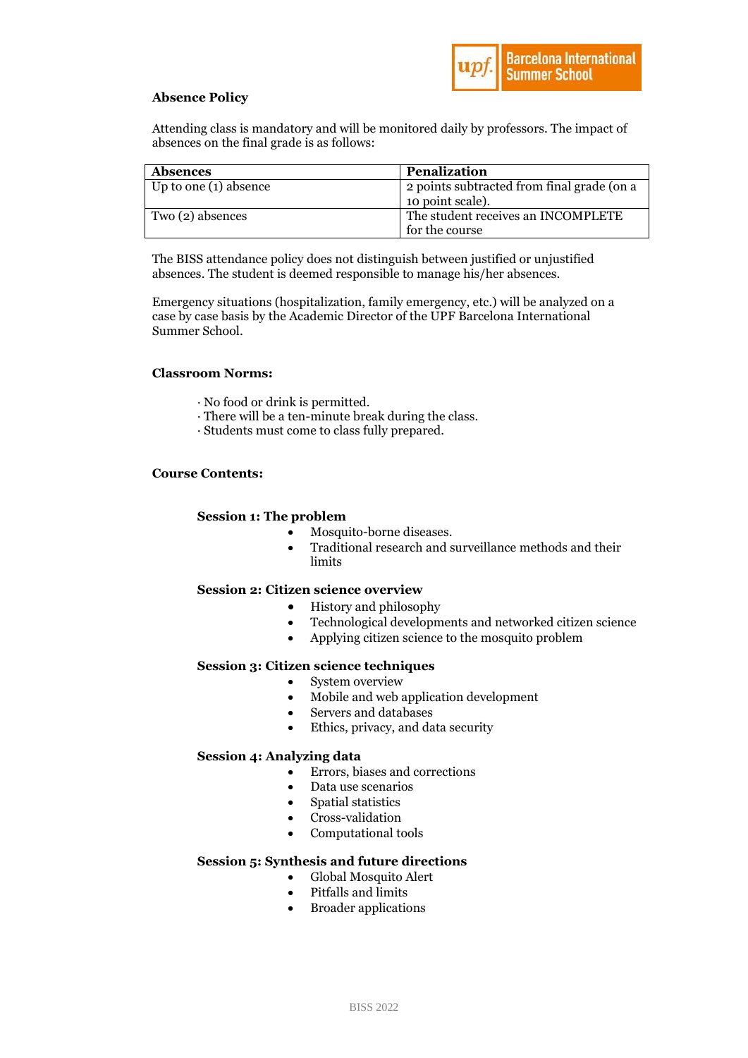**Absence Policy**

Attending class is mandatory and will be monitored daily by professors. The impact of absences on the final grade is as follows:

| Absences | Penalization |
| --- | --- |
| Up to one (1) absence | 2 points subtracted from final grade (on a 10 point scale). |
| Two (2) absences | The student receives an INCOMPLETE for the course |

The BISS attendance policy does not distinguish between justified or unjustified absences. The student is deemed responsible to manage his/her absences.

Emergency situations (hospitalization, family emergency, etc.) will be analyzed on a case by case basis by the Academic Director of the UPF Barcelona International Summer School.

**Classroom Norms:**

· No food or drink is permitted.
· There will be a ten-minute break during the class.
· Students must come to class fully prepared.

**Course Contents:**

**Session 1: The problem**

- Mosquito-borne diseases.
- Traditional research and surveillance methods and their limits

**Session 2: Citizen science overview**

- History and philosophy
- Technological developments and networked citizen science
- Applying citizen science to the mosquito problem

**Session 3: Citizen science techniques**

- System overview
- Mobile and web application development
- Servers and databases
- Ethics, privacy, and data security

**Session 4: Analyzing data**

- Errors, biases and corrections
- Data use scenarios
- Spatial statistics
- Cross-validation
- Computational tools

**Session 5: Synthesis and future directions**

- Global Mosquito Alert
- Pitfalls and limits
- Broader applications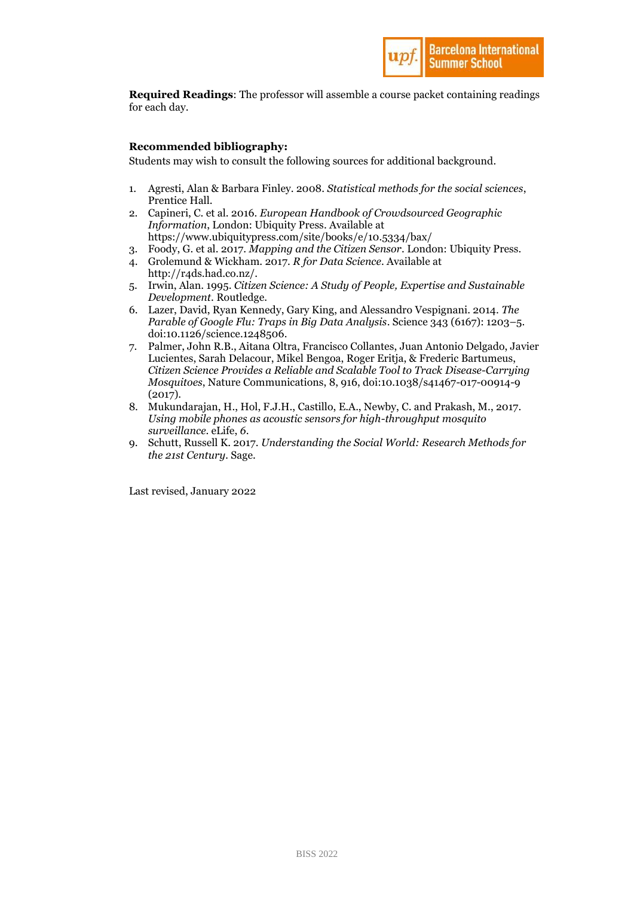**Required Readings**: The professor will assemble a course packet containing readings for each day.

**Recommended bibliography:**

Students may wish to consult the following sources for additional background.

1. Agresti, Alan & Barbara Finley. 2008. *Statistical methods for the social sciences*, Prentice Hall.
2. Capineri, C. et al. 2016. *European Handbook of Crowdsourced Geographic Information*, London: Ubiquity Press. Available at https://www.ubiquitypress.com/site/books/e/10.5334/bax/
3. Foody, G. et al. 2017. *Mapping and the Citizen Sensor*. London: Ubiquity Press.
4. Grolemund & Wickham. 2017. *R for Data Science*. Available at http://r4ds.had.co.nz/.
5. Irwin, Alan. 1995. *Citizen Science: A Study of People, Expertise and Sustainable Development*. Routledge.
6. Lazer, David, Ryan Kennedy, Gary King, and Alessandro Vespignani. 2014. *The Parable of Google Flu: Traps in Big Data Analysis*. Science 343 (6167): 1203–5. doi:10.1126/science.1248506.
7. Palmer, John R.B., Aitana Oltra, Francisco Collantes, Juan Antonio Delgado, Javier Lucientes, Sarah Delacour, Mikel Bengoa, Roger Eritja, & Frederic Bartumeus, *Citizen Science Provides a Reliable and Scalable Tool to Track Disease-Carrying Mosquitoes*, Nature Communications, 8, 916, doi:10.1038/s41467-017-00914-9 (2017).
8. Mukundarajan, H., Hol, F.J.H., Castillo, E.A., Newby, C. and Prakash, M., 2017. *Using mobile phones as acoustic sensors for high-throughput mosquito surveillance*. eLife, *6*.
9. Schutt, Russell K. 2017. *Understanding the Social World: Research Methods for the 21st Century*. Sage.

Last revised, January 2022